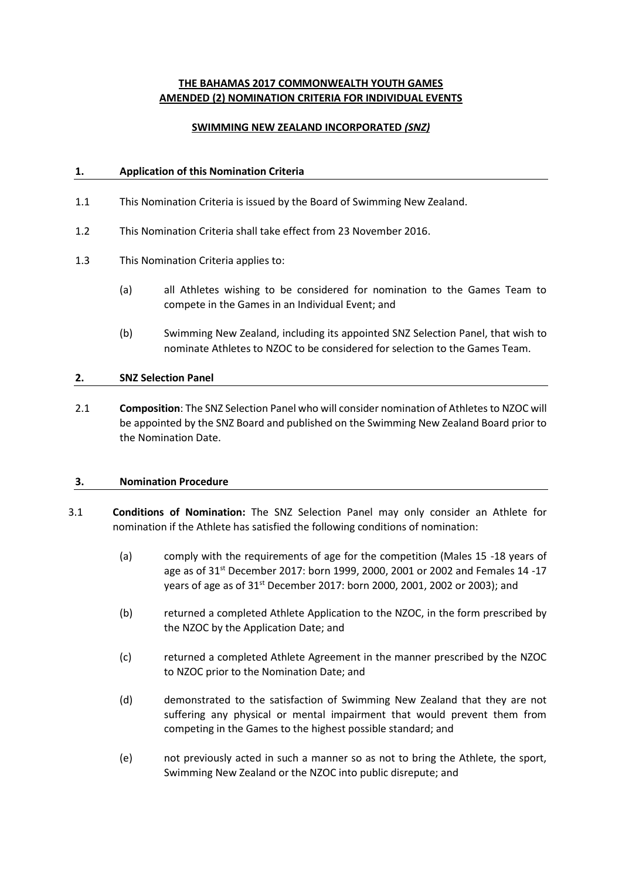**THE BAHAMAS 2017 COMMONWEALTH YOUTH GAMES**
**AMENDED (2) NOMINATION CRITERIA FOR INDIVIDUAL EVENTS**

**SWIMMING NEW ZEALAND INCORPORATED *(SNZ)***

## 1. Application of this Nomination Criteria

1.1 This Nomination Criteria is issued by the Board of Swimming New Zealand.

1.2 This Nomination Criteria shall take effect from 23 November 2016.

1.3 This Nomination Criteria applies to:

(a) all Athletes wishing to be considered for nomination to the Games Team to compete in the Games in an Individual Event; and

(b) Swimming New Zealand, including its appointed SNZ Selection Panel, that wish to nominate Athletes to NZOC to be considered for selection to the Games Team.

## 2. SNZ Selection Panel

2.1 **Composition**: The SNZ Selection Panel who will consider nomination of Athletes to NZOC will be appointed by the SNZ Board and published on the Swimming New Zealand Board prior to the Nomination Date.

## 3. Nomination Procedure

3.1 **Conditions of Nomination:** The SNZ Selection Panel may only consider an Athlete for nomination if the Athlete has satisfied the following conditions of nomination:

(a) comply with the requirements of age for the competition (Males 15 -18 years of age as of 31st December 2017: born 1999, 2000, 2001 or 2002 and Females 14 -17 years of age as of 31st December 2017: born 2000, 2001, 2002 or 2003); and

(b) returned a completed Athlete Application to the NZOC, in the form prescribed by the NZOC by the Application Date; and

(c) returned a completed Athlete Agreement in the manner prescribed by the NZOC to NZOC prior to the Nomination Date; and

(d) demonstrated to the satisfaction of Swimming New Zealand that they are not suffering any physical or mental impairment that would prevent them from competing in the Games to the highest possible standard; and

(e) not previously acted in such a manner so as not to bring the Athlete, the sport, Swimming New Zealand or the NZOC into public disrepute; and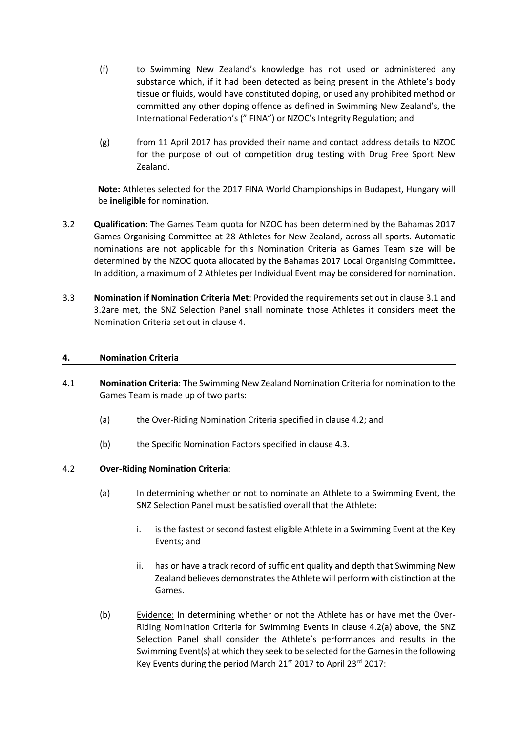(f) to Swimming New Zealand's knowledge has not used or administered any substance which, if it had been detected as being present in the Athlete's body tissue or fluids, would have constituted doping, or used any prohibited method or committed any other doping offence as defined in Swimming New Zealand's, the International Federation's (" FINA") or NZOC's Integrity Regulation; and

(g) from 11 April 2017 has provided their name and contact address details to NZOC for the purpose of out of competition drug testing with Drug Free Sport New Zealand.

**Note:** Athletes selected for the 2017 FINA World Championships in Budapest, Hungary will be **ineligible** for nomination.

3.2 **Qualification**: The Games Team quota for NZOC has been determined by the Bahamas 2017 Games Organising Committee at 28 Athletes for New Zealand, across all sports. Automatic nominations are not applicable for this Nomination Criteria as Games Team size will be determined by the NZOC quota allocated by the Bahamas 2017 Local Organising Committee**.** In addition, a maximum of 2 Athletes per Individual Event may be considered for nomination.

3.3 **Nomination if Nomination Criteria Met**: Provided the requirements set out in clause 3.1 and 3.2are met, the SNZ Selection Panel shall nominate those Athletes it considers meet the Nomination Criteria set out in clause 4.

## 4. Nomination Criteria

4.1 **Nomination Criteria**: The Swimming New Zealand Nomination Criteria for nomination to the Games Team is made up of two parts:

(a) the Over-Riding Nomination Criteria specified in clause 4.2; and

(b) the Specific Nomination Factors specified in clause 4.3.

4.2 **Over-Riding Nomination Criteria**:

(a) In determining whether or not to nominate an Athlete to a Swimming Event, the SNZ Selection Panel must be satisfied overall that the Athlete:

i. is the fastest or second fastest eligible Athlete in a Swimming Event at the Key Events; and

ii. has or have a track record of sufficient quality and depth that Swimming New Zealand believes demonstrates the Athlete will perform with distinction at the Games.

(b) Evidence: In determining whether or not the Athlete has or have met the Over-Riding Nomination Criteria for Swimming Events in clause 4.2(a) above, the SNZ Selection Panel shall consider the Athlete's performances and results in the Swimming Event(s) at which they seek to be selected for the Games in the following Key Events during the period March 21st 2017 to April 23rd 2017: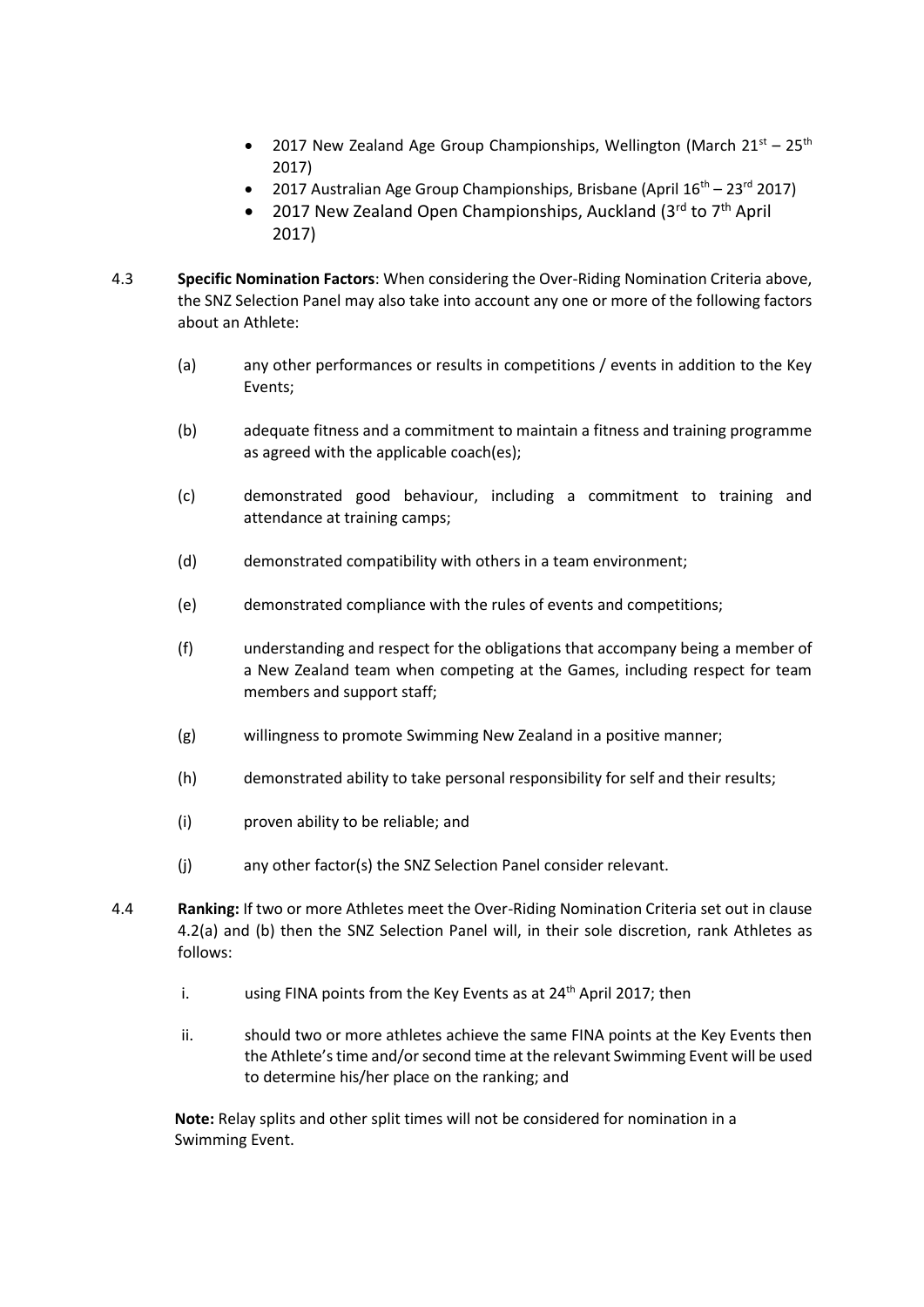- 2017 New Zealand Age Group Championships, Wellington (March 21st – 25th 2017)
- 2017 Australian Age Group Championships, Brisbane (April 16th – 23rd 2017)
- 2017 New Zealand Open Championships, Auckland (3rd to 7th April 2017)

4.3 **Specific Nomination Factors**: When considering the Over-Riding Nomination Criteria above, the SNZ Selection Panel may also take into account any one or more of the following factors about an Athlete:

(a) any other performances or results in competitions / events in addition to the Key Events;

(b) adequate fitness and a commitment to maintain a fitness and training programme as agreed with the applicable coach(es);

(c) demonstrated good behaviour, including a commitment to training and attendance at training camps;

(d) demonstrated compatibility with others in a team environment;

(e) demonstrated compliance with the rules of events and competitions;

(f) understanding and respect for the obligations that accompany being a member of a New Zealand team when competing at the Games, including respect for team members and support staff;

(g) willingness to promote Swimming New Zealand in a positive manner;

(h) demonstrated ability to take personal responsibility for self and their results;

(i) proven ability to be reliable; and

(j) any other factor(s) the SNZ Selection Panel consider relevant.

4.4 **Ranking:** If two or more Athletes meet the Over-Riding Nomination Criteria set out in clause 4.2(a) and (b) then the SNZ Selection Panel will, in their sole discretion, rank Athletes as follows:

i. using FINA points from the Key Events as at 24th April 2017; then

ii. should two or more athletes achieve the same FINA points at the Key Events then the Athlete's time and/or second time at the relevant Swimming Event will be used to determine his/her place on the ranking; and

**Note:** Relay splits and other split times will not be considered for nomination in a Swimming Event.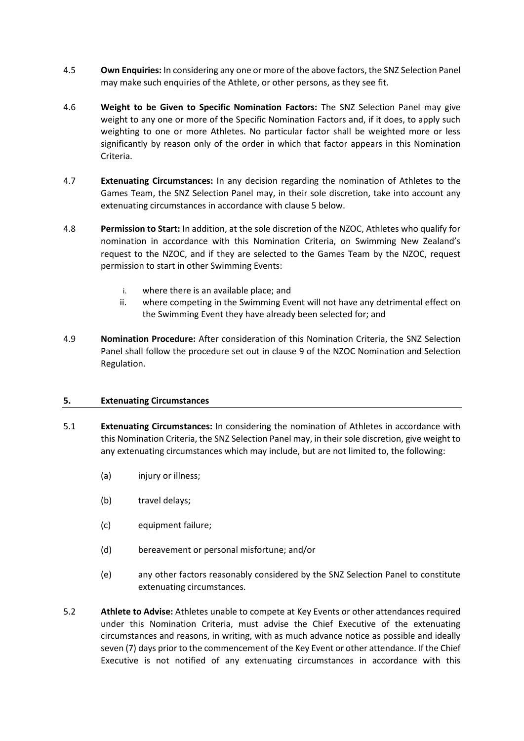4.5 **Own Enquiries:** In considering any one or more of the above factors, the SNZ Selection Panel may make such enquiries of the Athlete, or other persons, as they see fit.

4.6 **Weight to be Given to Specific Nomination Factors:** The SNZ Selection Panel may give weight to any one or more of the Specific Nomination Factors and, if it does, to apply such weighting to one or more Athletes. No particular factor shall be weighted more or less significantly by reason only of the order in which that factor appears in this Nomination Criteria.

4.7 **Extenuating Circumstances:** In any decision regarding the nomination of Athletes to the Games Team, the SNZ Selection Panel may, in their sole discretion, take into account any extenuating circumstances in accordance with clause 5 below.

4.8 **Permission to Start:** In addition, at the sole discretion of the NZOC, Athletes who qualify for nomination in accordance with this Nomination Criteria, on Swimming New Zealand's request to the NZOC, and if they are selected to the Games Team by the NZOC, request permission to start in other Swimming Events:

   i. where there is an available place; and
   ii. where competing in the Swimming Event will not have any detrimental effect on the Swimming Event they have already been selected for; and

4.9 **Nomination Procedure:** After consideration of this Nomination Criteria, the SNZ Selection Panel shall follow the procedure set out in clause 9 of the NZOC Nomination and Selection Regulation.

## 5. Extenuating Circumstances

5.1 **Extenuating Circumstances:** In considering the nomination of Athletes in accordance with this Nomination Criteria, the SNZ Selection Panel may, in their sole discretion, give weight to any extenuating circumstances which may include, but are not limited to, the following:

   (a) injury or illness;

   (b) travel delays;

   (c) equipment failure;

   (d) bereavement or personal misfortune; and/or

   (e) any other factors reasonably considered by the SNZ Selection Panel to constitute extenuating circumstances.

5.2 **Athlete to Advise:** Athletes unable to compete at Key Events or other attendances required under this Nomination Criteria, must advise the Chief Executive of the extenuating circumstances and reasons, in writing, with as much advance notice as possible and ideally seven (7) days prior to the commencement of the Key Event or other attendance. If the Chief Executive is not notified of any extenuating circumstances in accordance with this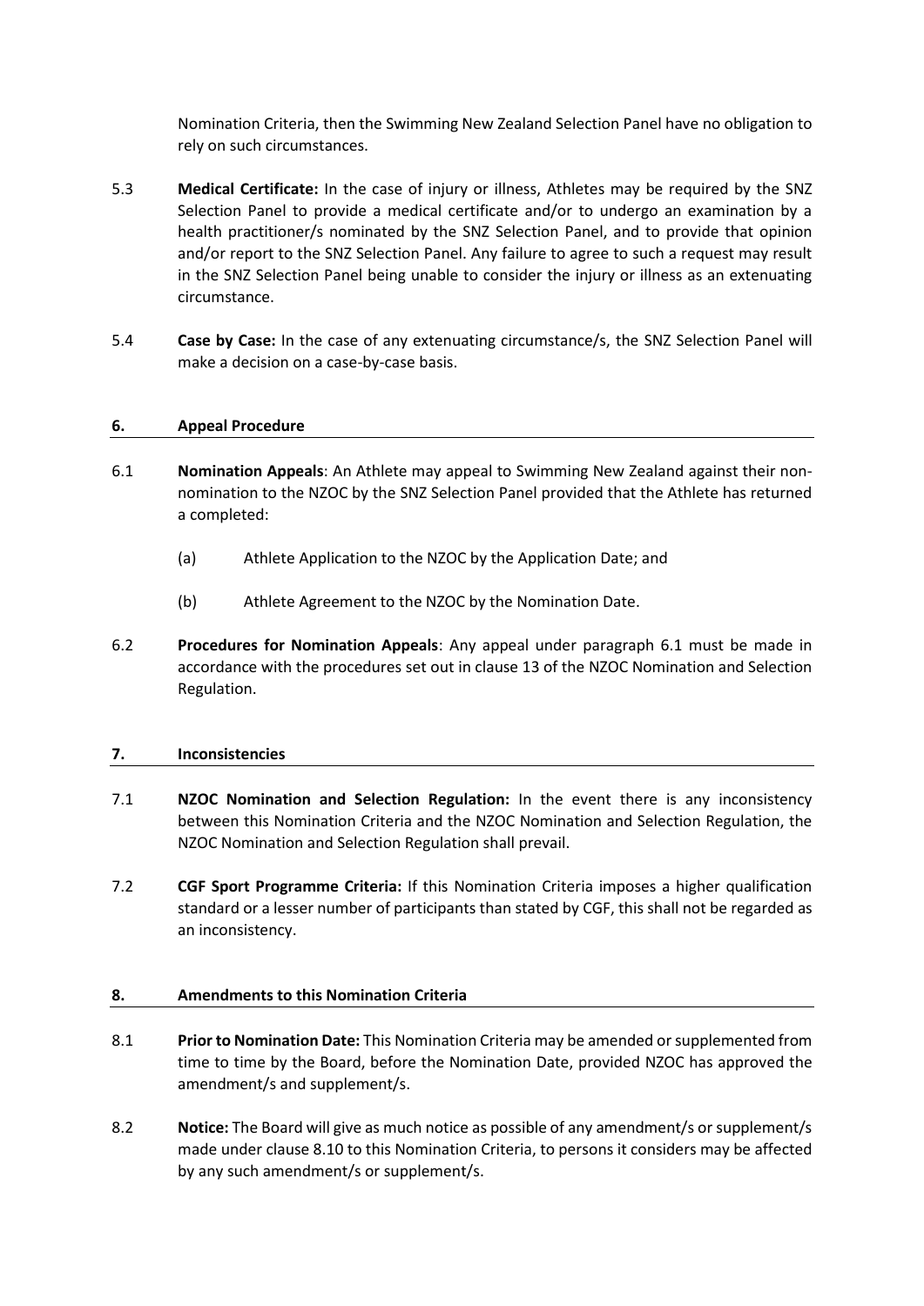Nomination Criteria, then the Swimming New Zealand Selection Panel have no obligation to rely on such circumstances.

5.3 **Medical Certificate:** In the case of injury or illness, Athletes may be required by the SNZ Selection Panel to provide a medical certificate and/or to undergo an examination by a health practitioner/s nominated by the SNZ Selection Panel, and to provide that opinion and/or report to the SNZ Selection Panel. Any failure to agree to such a request may result in the SNZ Selection Panel being unable to consider the injury or illness as an extenuating circumstance.

5.4 **Case by Case:** In the case of any extenuating circumstance/s, the SNZ Selection Panel will make a decision on a case-by-case basis.

## 6. Appeal Procedure

6.1 **Nomination Appeals**: An Athlete may appeal to Swimming New Zealand against their non-nomination to the NZOC by the SNZ Selection Panel provided that the Athlete has returned a completed:

(a) Athlete Application to the NZOC by the Application Date; and

(b) Athlete Agreement to the NZOC by the Nomination Date.

6.2 **Procedures for Nomination Appeals**: Any appeal under paragraph 6.1 must be made in accordance with the procedures set out in clause 13 of the NZOC Nomination and Selection Regulation.

## 7. Inconsistencies

7.1 **NZOC Nomination and Selection Regulation:** In the event there is any inconsistency between this Nomination Criteria and the NZOC Nomination and Selection Regulation, the NZOC Nomination and Selection Regulation shall prevail.

7.2 **CGF Sport Programme Criteria:** If this Nomination Criteria imposes a higher qualification standard or a lesser number of participants than stated by CGF, this shall not be regarded as an inconsistency.

## 8. Amendments to this Nomination Criteria

8.1 **Prior to Nomination Date:** This Nomination Criteria may be amended or supplemented from time to time by the Board, before the Nomination Date, provided NZOC has approved the amendment/s and supplement/s.

8.2 **Notice:** The Board will give as much notice as possible of any amendment/s or supplement/s made under clause 8.10 to this Nomination Criteria, to persons it considers may be affected by any such amendment/s or supplement/s.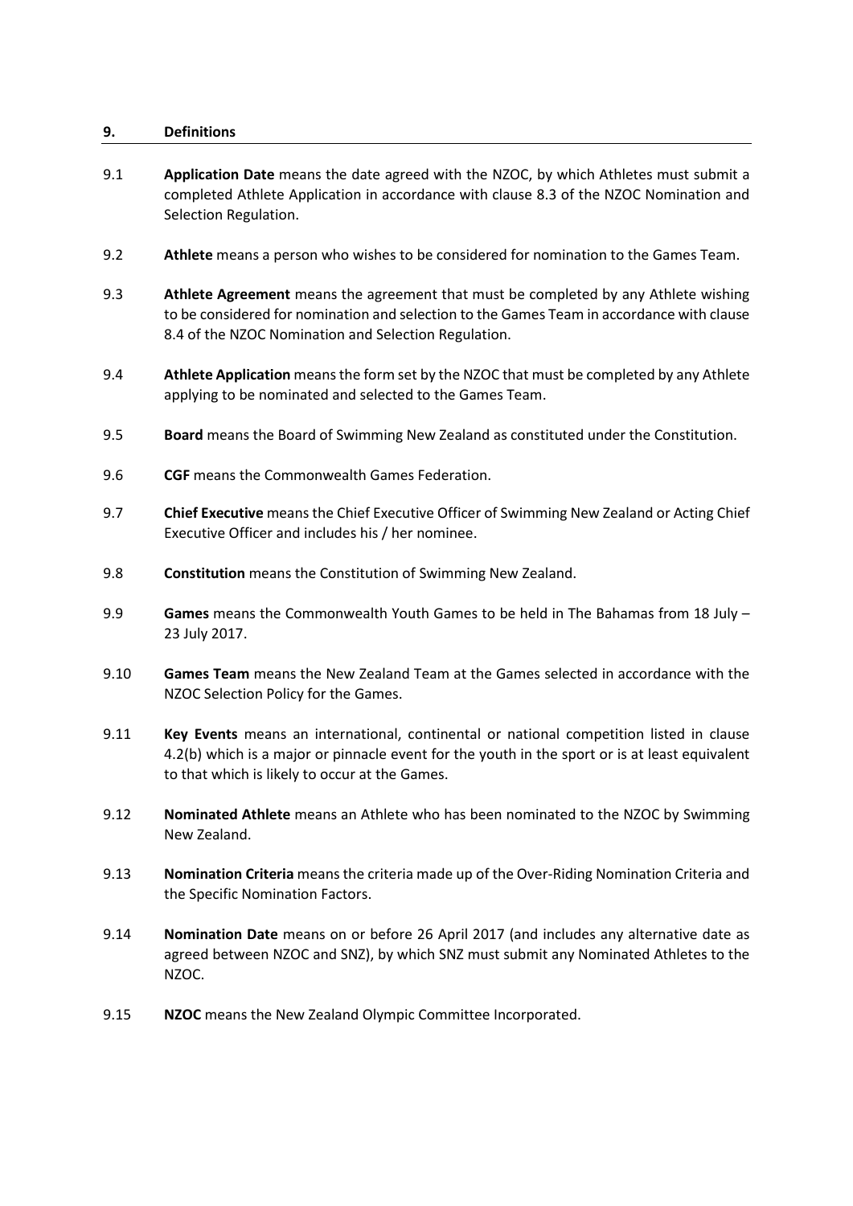## 9. Definitions

9.1 **Application Date** means the date agreed with the NZOC, by which Athletes must submit a completed Athlete Application in accordance with clause 8.3 of the NZOC Nomination and Selection Regulation.

9.2 **Athlete** means a person who wishes to be considered for nomination to the Games Team.

9.3 **Athlete Agreement** means the agreement that must be completed by any Athlete wishing to be considered for nomination and selection to the Games Team in accordance with clause 8.4 of the NZOC Nomination and Selection Regulation.

9.4 **Athlete Application** means the form set by the NZOC that must be completed by any Athlete applying to be nominated and selected to the Games Team.

9.5 **Board** means the Board of Swimming New Zealand as constituted under the Constitution.

9.6 **CGF** means the Commonwealth Games Federation.

9.7 **Chief Executive** means the Chief Executive Officer of Swimming New Zealand or Acting Chief Executive Officer and includes his / her nominee.

9.8 **Constitution** means the Constitution of Swimming New Zealand.

9.9 **Games** means the Commonwealth Youth Games to be held in The Bahamas from 18 July – 23 July 2017.

9.10 **Games Team** means the New Zealand Team at the Games selected in accordance with the NZOC Selection Policy for the Games.

9.11 **Key Events** means an international, continental or national competition listed in clause 4.2(b) which is a major or pinnacle event for the youth in the sport or is at least equivalent to that which is likely to occur at the Games.

9.12 **Nominated Athlete** means an Athlete who has been nominated to the NZOC by Swimming New Zealand.

9.13 **Nomination Criteria** means the criteria made up of the Over-Riding Nomination Criteria and the Specific Nomination Factors.

9.14 **Nomination Date** means on or before 26 April 2017 (and includes any alternative date as agreed between NZOC and SNZ), by which SNZ must submit any Nominated Athletes to the NZOC.

9.15 **NZOC** means the New Zealand Olympic Committee Incorporated.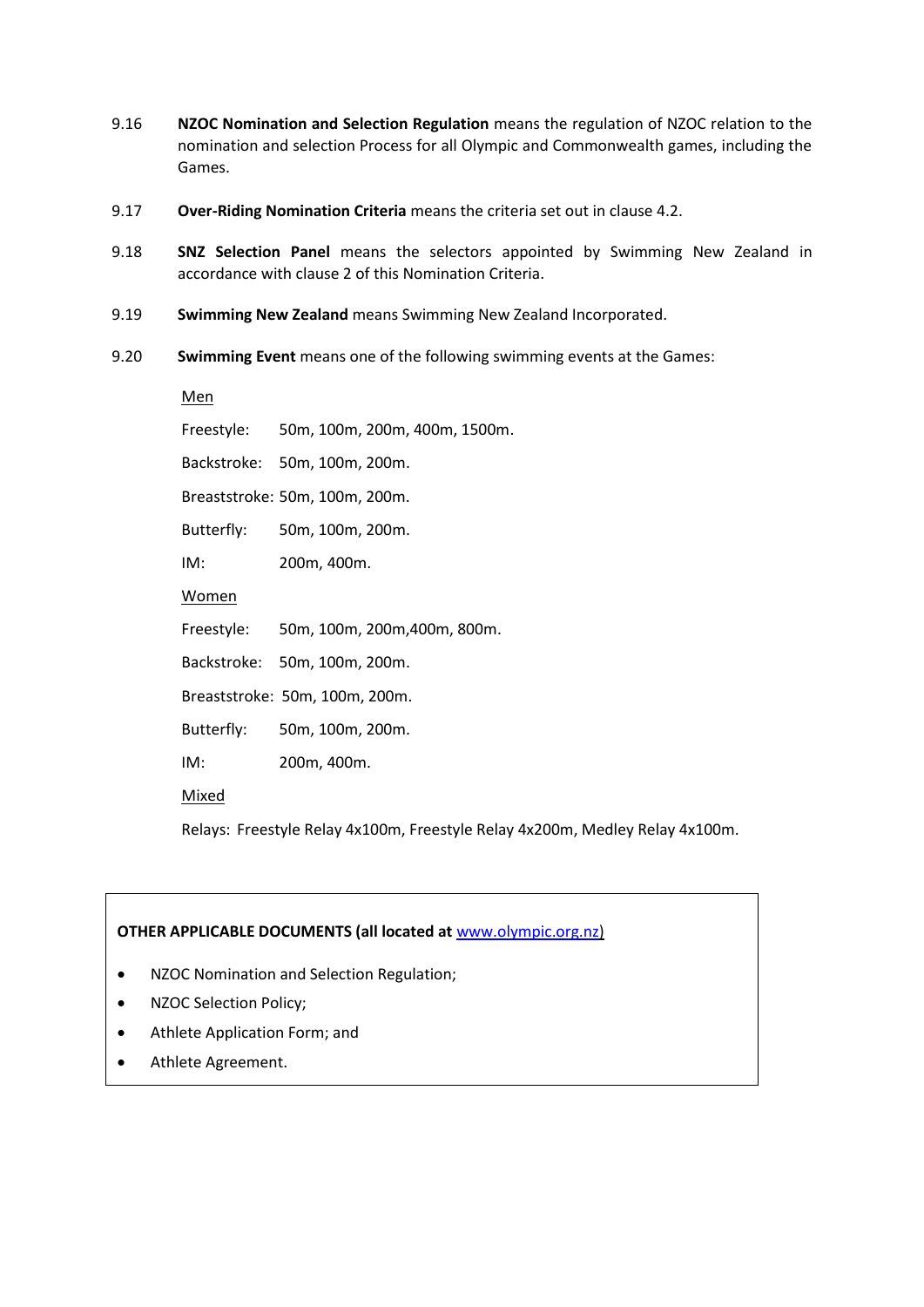9.16 **NZOC Nomination and Selection Regulation** means the regulation of NZOC relation to the nomination and selection Process for all Olympic and Commonwealth games, including the Games.

9.17 **Over-Riding Nomination Criteria** means the criteria set out in clause 4.2.

9.18 **SNZ Selection Panel** means the selectors appointed by Swimming New Zealand in accordance with clause 2 of this Nomination Criteria.

9.19 **Swimming New Zealand** means Swimming New Zealand Incorporated.

9.20 **Swimming Event** means one of the following swimming events at the Games:

<u>Men</u>

Freestyle: 50m, 100m, 200m, 400m, 1500m.

Backstroke: 50m, 100m, 200m.

Breaststroke: 50m, 100m, 200m.

Butterfly: 50m, 100m, 200m.

IM: 200m, 400m.

<u>Women</u>

Freestyle: 50m, 100m, 200m,400m, 800m.

Backstroke: 50m, 100m, 200m.

Breaststroke: 50m, 100m, 200m.

Butterfly: 50m, 100m, 200m.

IM: 200m, 400m.

<u>Mixed</u>

Relays: Freestyle Relay 4x100m, Freestyle Relay 4x200m, Medley Relay 4x100m.

**OTHER APPLICABLE DOCUMENTS (all located at [www.olympic.org.nz](http://www.olympic.org.nz))**

- NZOC Nomination and Selection Regulation;
- NZOC Selection Policy;
- Athlete Application Form; and
- Athlete Agreement.